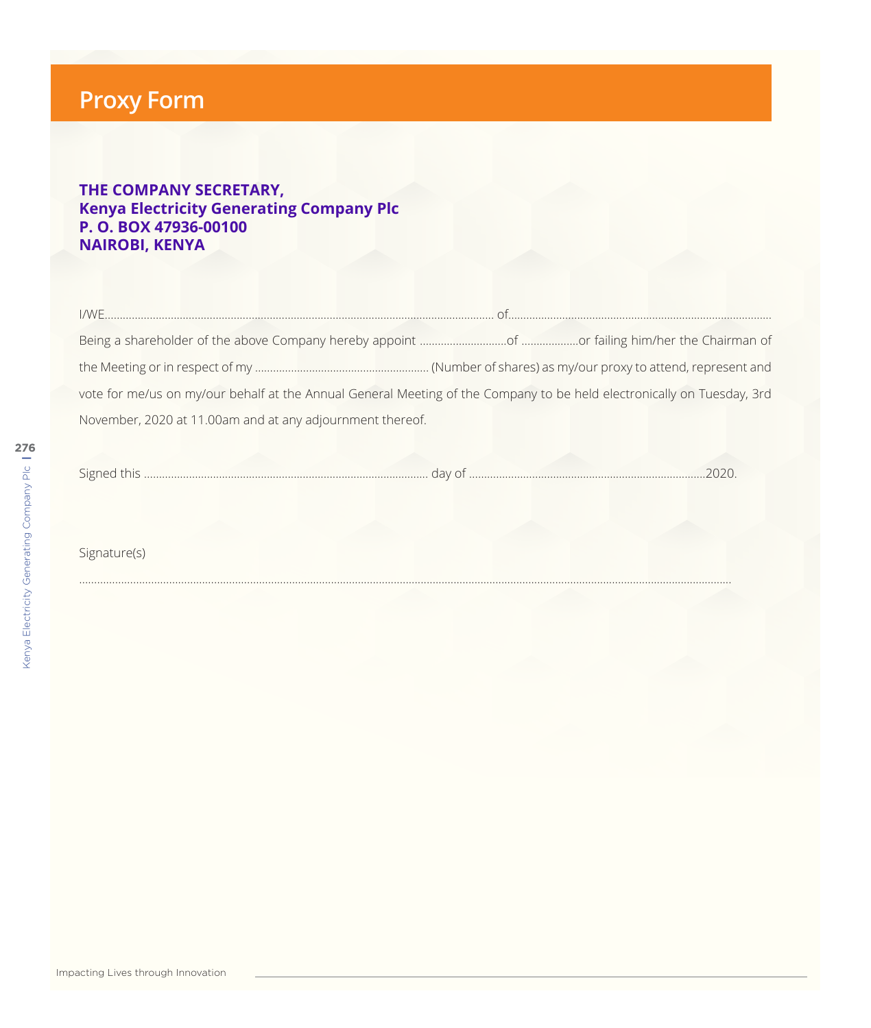# Proxy Form

**THE COMPANY SECRETARY,**
**Kenya Electricity Generating Company Plc**
**P. O. BOX 47936-00100**
**NAIROBI, KENYA**

I/WE.................................................................................................................................. of........................................................................................

Being a shareholder of the above Company hereby appoint .............................of ...................or failing him/her the Chairman of the Meeting or in respect of my .......................................................... (Number of shares) as my/our proxy to attend, represent and vote for me/us on my/our behalf at the Annual General Meeting of the Company to be held electronically on Tuesday, 3rd November, 2020 at 11.00am and at any adjournment thereof.

Signed this ................................................................................................ day of ..............................................................................2020.

Signature(s)

..........................................................................................................................................................................................................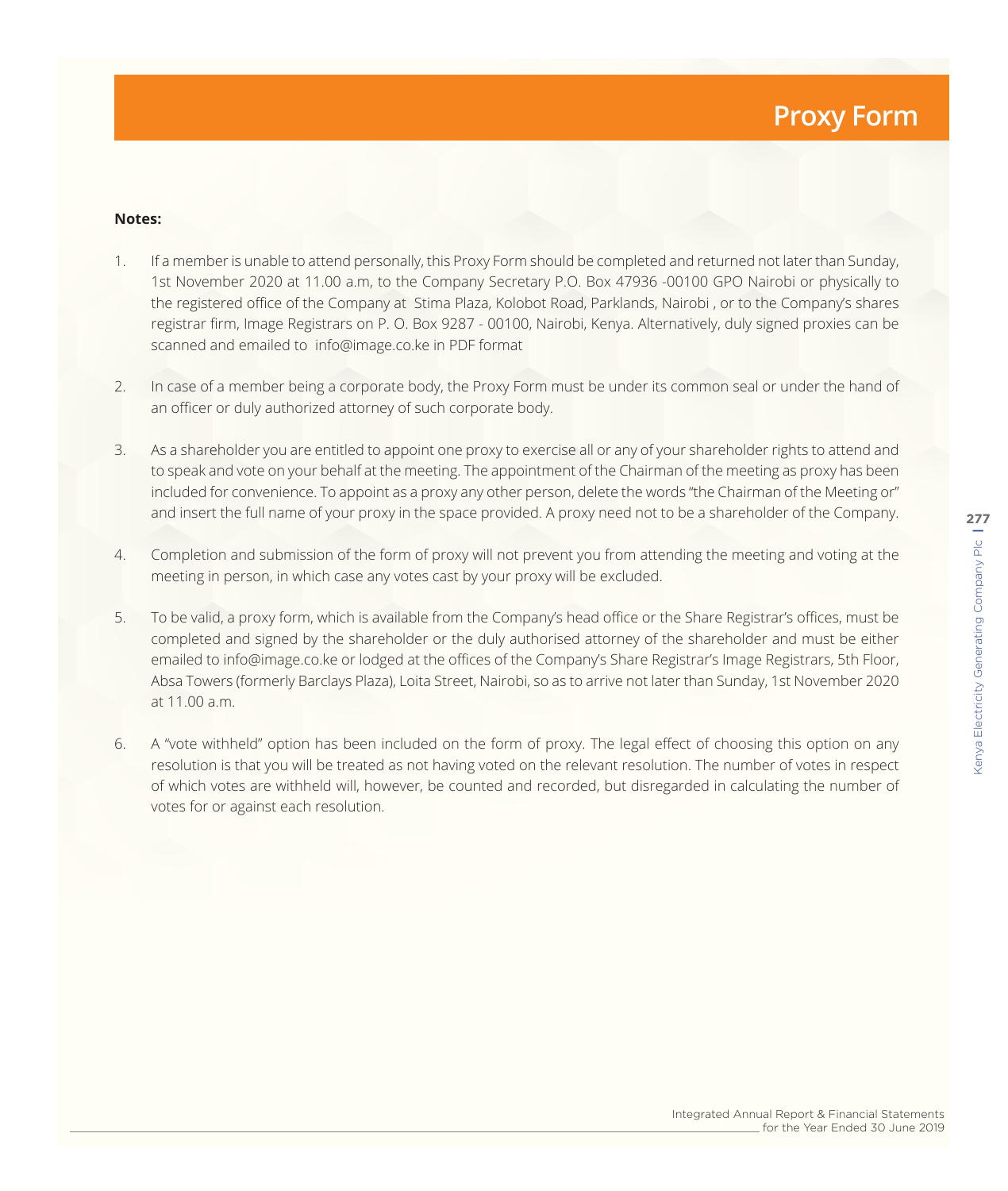# Proxy Form

**Notes:**

1. If a member is unable to attend personally, this Proxy Form should be completed and returned not later than Sunday, 1st November 2020 at 11.00 a.m, to the Company Secretary P.O. Box 47936 -00100 GPO Nairobi or physically to the registered office of the Company at Stima Plaza, Kolobot Road, Parklands, Nairobi , or to the Company's shares registrar firm, Image Registrars on P. O. Box 9287 - 00100, Nairobi, Kenya. Alternatively, duly signed proxies can be scanned and emailed to info@image.co.ke in PDF format

2. In case of a member being a corporate body, the Proxy Form must be under its common seal or under the hand of an officer or duly authorized attorney of such corporate body.

3. As a shareholder you are entitled to appoint one proxy to exercise all or any of your shareholder rights to attend and to speak and vote on your behalf at the meeting. The appointment of the Chairman of the meeting as proxy has been included for convenience. To appoint as a proxy any other person, delete the words "the Chairman of the Meeting or" and insert the full name of your proxy in the space provided. A proxy need not to be a shareholder of the Company.

4. Completion and submission of the form of proxy will not prevent you from attending the meeting and voting at the meeting in person, in which case any votes cast by your proxy will be excluded.

5. To be valid, a proxy form, which is available from the Company's head office or the Share Registrar's offices, must be completed and signed by the shareholder or the duly authorised attorney of the shareholder and must be either emailed to info@image.co.ke or lodged at the offices of the Company's Share Registrar's Image Registrars, 5th Floor, Absa Towers (formerly Barclays Plaza), Loita Street, Nairobi, so as to arrive not later than Sunday, 1st November 2020 at 11.00 a.m.

6. A "vote withheld" option has been included on the form of proxy. The legal effect of choosing this option on any resolution is that you will be treated as not having voted on the relevant resolution. The number of votes in respect of which votes are withheld will, however, be counted and recorded, but disregarded in calculating the number of votes for or against each resolution.